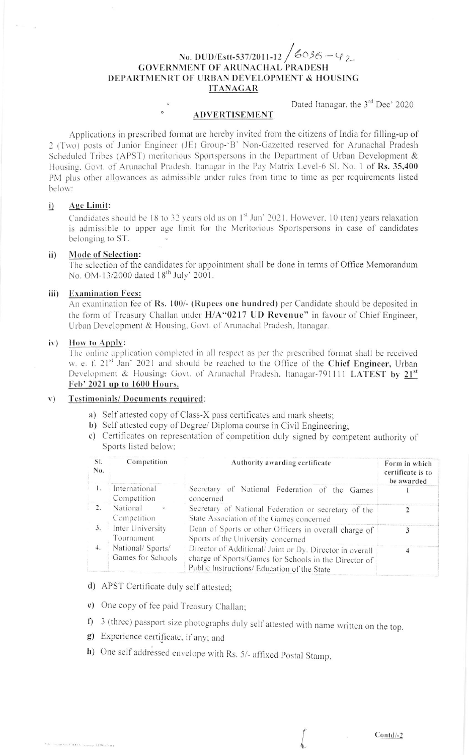No. DUD/Estt-537/2011-12 / 6036 – 42

**GOVERNMENT OF ARUNACHAL PRADESH**
**DEPARTMENRT OF URBAN DEVELOPMENT & HOUSING**
**ITANAGAR**

Dated Itanagar, the 3rd Dec' 2020

## ADVERTISEMENT

Applications in prescribed format are hereby invited from the citizens of India for filling-up of 2 (Two) posts of Junior Engineer (JE) Group-'B' Non-Gazetted reserved for Arunachal Pradesh Scheduled Tribes (APST) meritorious Sportspersons in the Department of Urban Development & Housing, Govt. of Arunachal Pradesh, Itanagar in the Pay Matrix Level-6 Sl. No. 1 of **Rs. 35,400** PM plus other allowances as admissible under rules from time to time as per requirements listed below:

**i) Age Limit:**

Candidates should be 18 to 32 years old as on 1st Jan' 2021. However, 10 (ten) years relaxation is admissible to upper age limit for the Meritorious Sportspersons in case of candidates belonging to ST.

**ii) Mode of Selection:**

The selection of the candidates for appointment shall be done in terms of Office Memorandum No. OM-13/2000 dated 18th July' 2001.

**iii) Examination Fees:**

An examination fee of **Rs. 100/- (Rupees one hundred)** per Candidate should be deposited in the form of Treasury Challan under **H/A"0217 UD Revenue"** in favour of Chief Engineer, Urban Development & Housing, Govt. of Arunachal Pradesh, Itanagar.

**iv) How to Apply:**

The online application completed in all respect as per the prescribed format shall be received w. e. f. 21st Jan' 2021 and should be reached to the Office of the **Chief Engineer,** Urban Development & Housing, Govt. of Arunachal Pradesh, Itanagar-791111 **LATEST by 21st Feb' 2021 up to 1600 Hours.**

**v) Testimonials/ Documents required:**

a) Self attested copy of Class-X pass certificates and mark sheets;

b) Self attested copy of Degree/ Diploma course in Civil Engineering;

c) Certificates on representation of competition duly signed by competent authority of Sports listed below:

| Sl. No. | Competition | Authority awarding certificate | Form in which certificate is to be awarded |
|---|---|---|---|
| 1. | International Competition | Secretary of National Federation of the Games concerned | 1 |
| 2. | National Competition | Secretary of National Federation or secretary of the State Association of the Games concerned | 2 |
| 3. | Inter University Tournament | Dean of Sports or other Officers in overall charge of Sports of the University concerned | 3 |
| 4. | National/ Sports/ Games for Schools | Director of Additional/ Joint or Dy. Director in overall charge of Sports/Games for Schools in the Director of Public Instructions/ Education of the State | 4 |

d) APST Certificate duly self attested;

e) One copy of fee paid Treasury Challan;

f) 3 (three) passport size photographs duly self attested with name written on the top.

g) Experience certificate, if any; and

h) One self addressed envelope with Rs. 5/- affixed Postal Stamp.

Contd/-2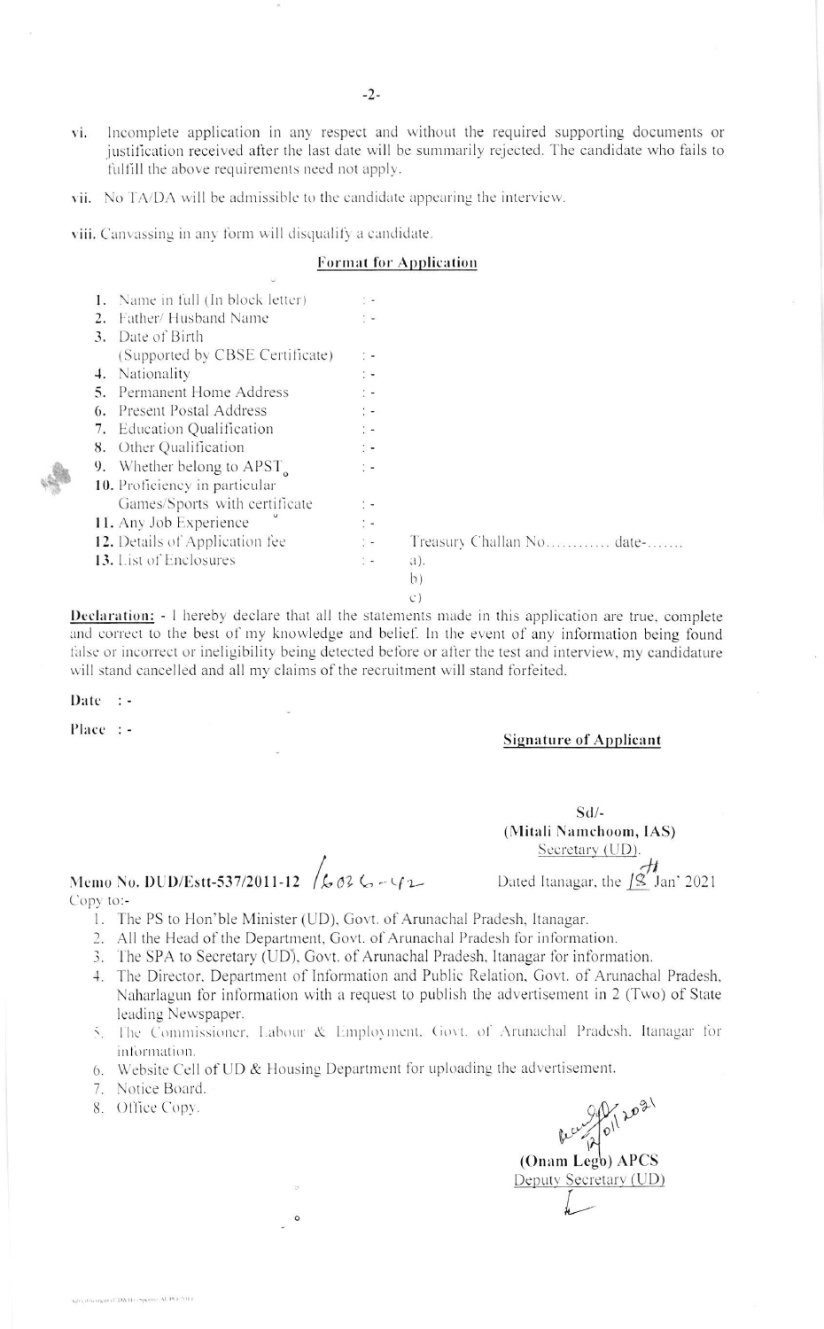vi. Incomplete application in any respect and without the required supporting documents or justification received after the last date will be summarily rejected. The candidate who fails to fulfill the above requirements need not apply.

vii. No TA/DA will be admissible to the candidate appearing the interview.

viii. Canvassing in any form will disqualify a candidate.

**Format for Application**

| | | |
|---|---|---|
| 1. Name in full (In block letter) | : - | |
| 2. Father/ Husband Name | : - | |
| 3. Date of Birth (Supported by CBSE Certificate) | : - | |
| 4. Nationality | : - | |
| 5. Permanent Home Address | : - | |
| 6. Present Postal Address | : - | |
| 7. Education Qualification | : - | |
| 8. Other Qualification | : - | |
| 9. Whether belong to APST | : - | |
| 10. Proficiency in particular Games/Sports with certificate | : - | |
| 11. Any Job Experience | : - | |
| 12. Details of Application fee | : - | Treasury Challan No............ date-....... |
| 13. List of Enclosures | : - | a). b) c) |

**Declaration:** - I hereby declare that all the statements made in this application are true, complete and correct to the best of my knowledge and belief. In the event of any information being found false or incorrect or ineligibility being detected before or after the test and interview, my candidature will stand cancelled and all my claims of the recruitment will stand forfeited.

**Date** : -

**Place** : -

**Signature of Applicant**

Sd/-
**(Mitali Namchoom, IAS)**
Secretary (UD).

**Memo No. DUD/Estt-537/2011-12** / 6026-42

Dated Itanagar, the 18th Jan' 2021

Copy to:-

1. The PS to Hon'ble Minister (UD), Govt. of Arunachal Pradesh, Itanagar.
2. All the Head of the Department, Govt. of Arunachal Pradesh for information.
3. The SPA to Secretary (UD), Govt. of Arunachal Pradesh, Itanagar for information.
4. The Director, Department of Information and Public Relation, Govt. of Arunachal Pradesh, Naharlagun for information with a request to publish the advertisement in 2 (Two) of State leading Newspaper.
5. The Commissioner, Labour & Employment, Govt. of Arunachal Pradesh, Itanagar for information.
6. Website Cell of UD & Housing Department for uploading the advertisement.
7. Notice Board.
8. Office Copy.

18/01/2021

**(Onam Lego) APCS**
Deputy Secretary (UD)